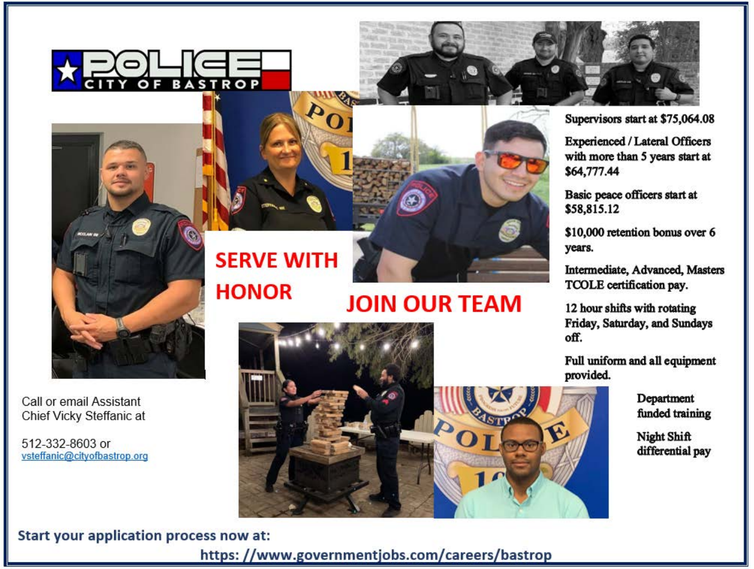# POLICE CITY OF BASTROP

## SERVE WITH HONOR

## JOIN OUR TEAM

Supervisors start at $75,064.08

Experienced / Lateral Officers with more than 5 years start at $64,777.44

Basic peace officers start at $58,815.12

$10,000 retention bonus over 6 years.

Intermediate, Advanced, Masters TCOLE certification pay.

12 hour shifts with rotating Friday, Saturday, and Sundays off.

Full uniform and all equipment provided.

Department funded training

Night Shift differential pay

Call or email Assistant Chief Vicky Steffanic at

512-332-8603 or
vsteffanic@cityofbastrop.org

**Start your application process now at:**

**https: //www.governmentjobs.com/careers/bastrop**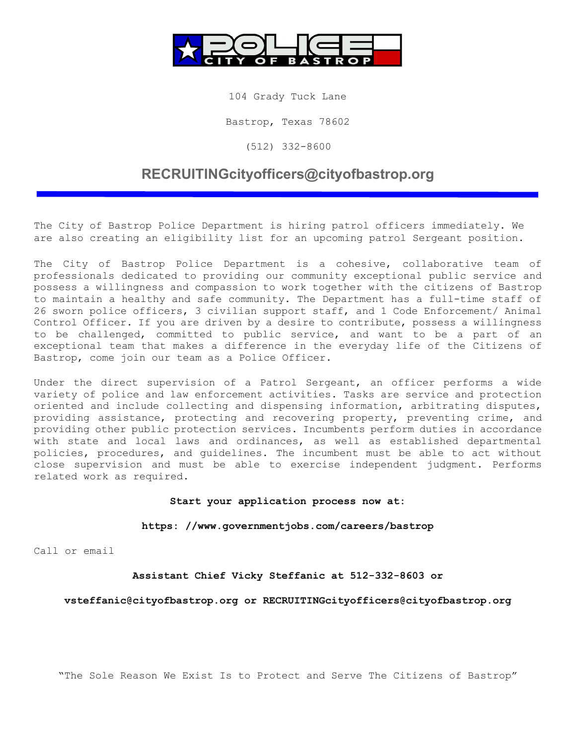POLICE
CITY OF BASTROP

104 Grady Tuck Lane

Bastrop, Texas 78602

(512) 332-8600

## RECRUITINGcityofficers@cityofbastrop.org

---

The City of Bastrop Police Department is hiring patrol officers immediately. We are also creating an eligibility list for an upcoming patrol Sergeant position.

The City of Bastrop Police Department is a cohesive, collaborative team of professionals dedicated to providing our community exceptional public service and possess a willingness and compassion to work together with the citizens of Bastrop to maintain a healthy and safe community. The Department has a full-time staff of 26 sworn police officers, 3 civilian support staff, and 1 Code Enforcement/ Animal Control Officer. If you are driven by a desire to contribute, possess a willingness to be challenged, committed to public service, and want to be a part of an exceptional team that makes a difference in the everyday life of the Citizens of Bastrop, come join our team as a Police Officer.

Under the direct supervision of a Patrol Sergeant, an officer performs a wide variety of police and law enforcement activities. Tasks are service and protection oriented and include collecting and dispensing information, arbitrating disputes, providing assistance, protecting and recovering property, preventing crime, and providing other public protection services. Incumbents perform duties in accordance with state and local laws and ordinances, as well as established departmental policies, procedures, and guidelines. The incumbent must be able to act without close supervision and must be able to exercise independent judgment. Performs related work as required.

**Start your application process now at:**

**https: //www.governmentjobs.com/careers/bastrop**

Call or email

**Assistant Chief Vicky Steffanic at 512-332-8603 or**

**vsteffanic@cityofbastrop.org or RECRUITINGcityofficers@cityofbastrop.org**

"The Sole Reason We Exist Is to Protect and Serve The Citizens of Bastrop"